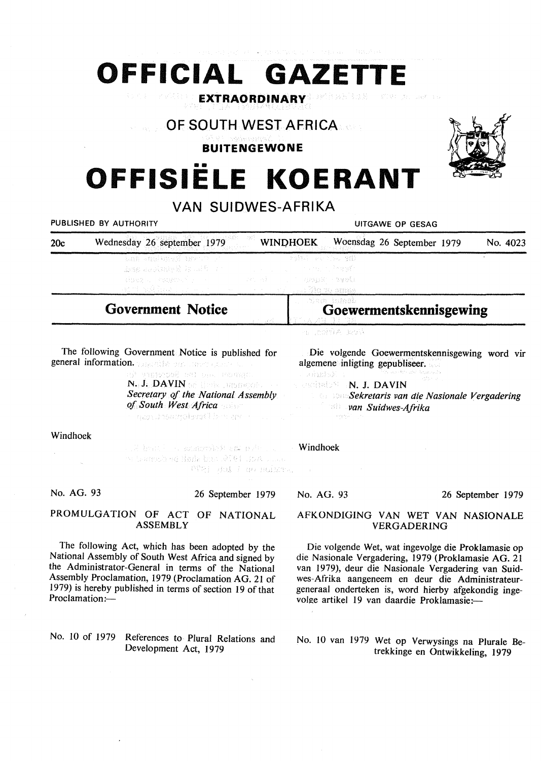# OFFICIAL GAZETTE

**EXTRAORDINARY**

## OF SOUTH WEST AFRICA

**BUITENGEWONE**

# OFFISIËLE KOERANT

## VAN SUIDWES-AFRIKA

PUBLISHED BY AUTHORITY — UITGAWE OP GESAG

20c — Wednesday 26 september 1979 — WINDHOEK — Woensdag 26 September 1979 — No. 4023

## Government Notice

The following Government Notice is published for general information.

N. J. DAVIN
*Secretary of the National Assembly of South West Africa*

Windhoek

No. AG. 93 — 26 September 1979

PROMULGATION OF ACT OF NATIONAL ASSEMBLY

The following Act, which has been adopted by the National Assembly of South West Africa and signed by the Administrator-General in terms of the National Assembly Proclamation, 1979 (Proclamation AG. 21 of 1979) is hereby published in terms of section 19 of that Proclamation:—

No. 10 of 1979 References to Plural Relations and Development Act, 1979

## Goewermentskennisgewing

Die volgende Goewermentskennisgewing word vir algemene inligting gepubliseer.

N. J. DAVIN
*Sekretaris van die Nasionale Vergadering van Suidwes-Afrika*

Windhoek

No. AG. 93 — 26 September 1979

AFKONDIGING VAN WET VAN NASIONALE VERGADERING

Die volgende Wet, wat ingevolge die Proklamasie op die Nasionale Vergadering, 1979 (Proklamasie AG. 21 van 1979), deur die Nasionale Vergadering van Suidwes-Afrika aangeneem en deur die Administrateur-generaal onderteken is, word hierby afgekondig ingevolge artikel 19 van daardie Proklamasie:—

No. 10 van 1979 Wet op Verwysings na Plurale Betrekkinge en Ontwikkeling, 1979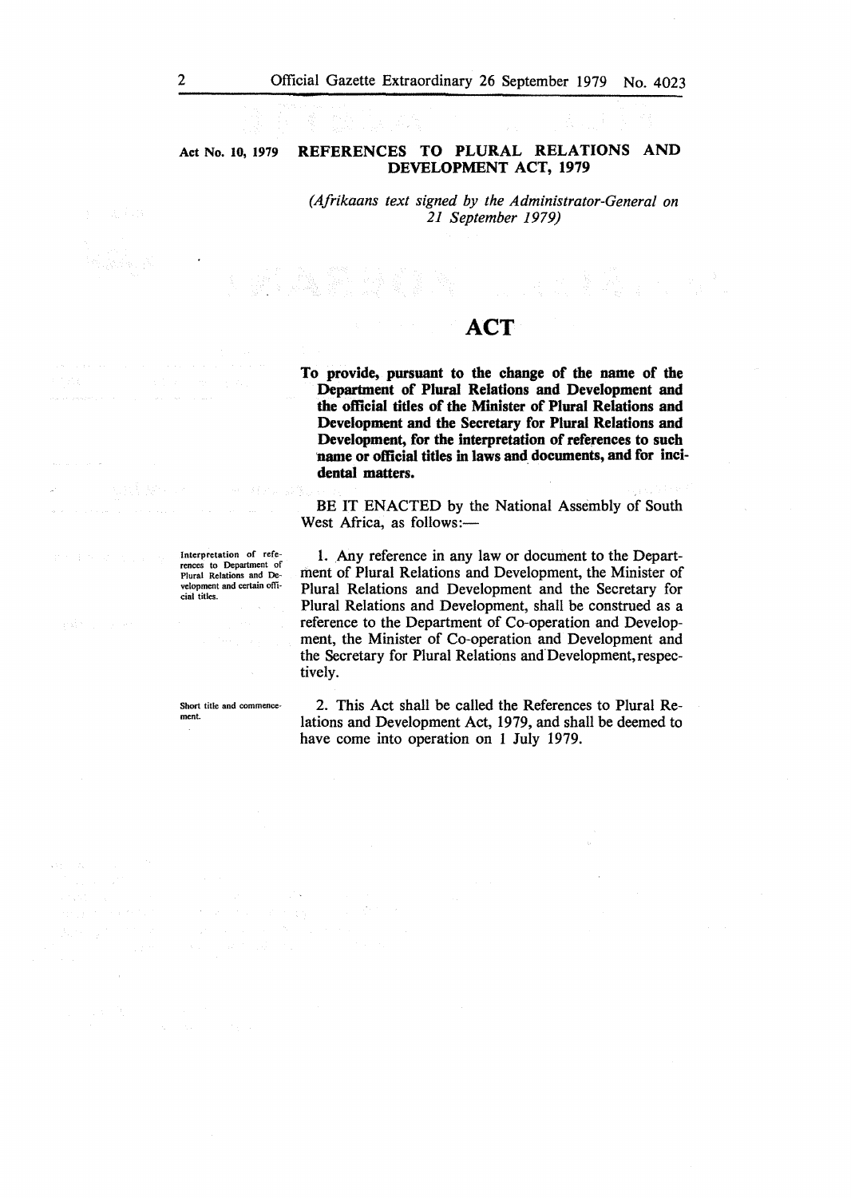**Act No. 10, 1979**

# REFERENCES TO PLURAL RELATIONS AND DEVELOPMENT ACT, 1979

*(Afrikaans text signed by the Administrator-General on 21 September 1979)*

## ACT

**To provide, pursuant to the change of the name of the Department of Plural Relations and Development and the official titles of the Minister of Plural Relations and Development and the Secretary for Plural Relations and Development, for the interpretation of references to such name or official titles in laws and documents, and for incidental matters.**

BE IT ENACTED by the National Assembly of South West Africa, as follows:—

*Interpretation of references to Department of Plural Relations and Development and certain official titles.*

1. Any reference in any law or document to the Department of Plural Relations and Development, the Minister of Plural Relations and Development and the Secretary for Plural Relations and Development, shall be construed as a reference to the Department of Co-operation and Development, the Minister of Co-operation and Development and the Secretary for Plural Relations and Development, respectively.

*Short title and commencement.*

2. This Act shall be called the References to Plural Relations and Development Act, 1979, and shall be deemed to have come into operation on 1 July 1979.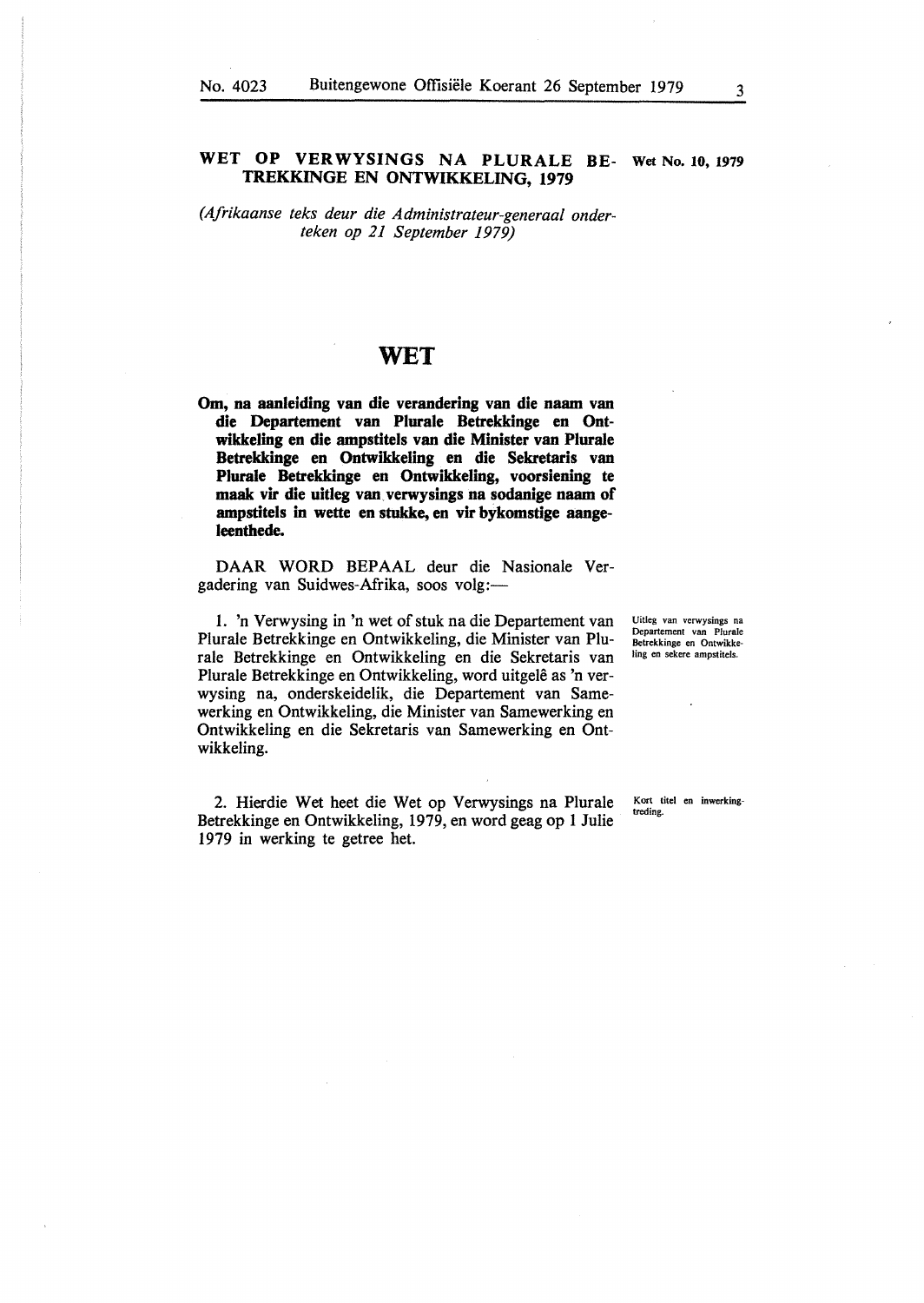# WET OP VERWYSINGS NA PLURALE BETREKKINGE EN ONTWIKKELING, 1979

**Wet No. 10, 1979**

*(Afrikaanse teks deur die Administrateur-generaal onderteken op 21 September 1979)*

## WET

**Om, na aanleiding van die verandering van die naam van die Departement van Plurale Betrekkinge en Ontwikkeling en die ampstitels van die Minister van Plurale Betrekkinge en Ontwikkeling en die Sekretaris van Plurale Betrekkinge en Ontwikkeling, voorsiening te maak vir die uitleg van verwysings na sodanige naam of ampstitels in wette en stukke, en vir bykomstige aangeleenthede.**

DAAR WORD BEPAAL deur die Nasionale Vergadering van Suidwes-Afrika, soos volg:—

Uitleg van verwysings na Departement van Plurale Betrekkinge en Ontwikkeling en sekere ampstitels.

1. 'n Verwysing in 'n wet of stuk na die Departement van Plurale Betrekkinge en Ontwikkeling, die Minister van Plurale Betrekkinge en Ontwikkeling en die Sekretaris van Plurale Betrekkinge en Ontwikkeling, word uitgelê as 'n verwysing na, onderskeidelik, die Departement van Samewerking en Ontwikkeling, die Minister van Samewerking en Ontwikkeling en die Sekretaris van Samewerking en Ontwikkeling.

Kort titel en inwerkingtreding.

2. Hierdie Wet heet die Wet op Verwysings na Plurale Betrekkinge en Ontwikkeling, 1979, en word geag op 1 Julie 1979 in werking te getree het.